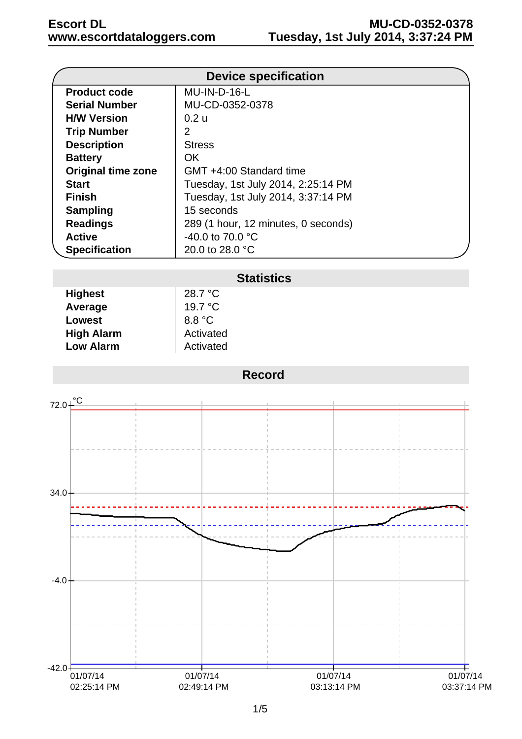**Escort DL**
**www.escortdataloggers.com**

**MU-CD-0352-0378**
**Tuesday, 1st July 2014, 3:37:24 PM**

## Device specification

| | |
|---|---|
| **Product code** | MU-IN-D-16-L |
| **Serial Number** | MU-CD-0352-0378 |
| **H/W Version** | 0.2 u |
| **Trip Number** | 2 |
| **Description** | Stress |
| **Battery** | OK |
| **Original time zone** | GMT +4:00 Standard time |
| **Start** | Tuesday, 1st July 2014, 2:25:14 PM |
| **Finish** | Tuesday, 1st July 2014, 3:37:14 PM |
| **Sampling** | 15 seconds |
| **Readings** | 289 (1 hour, 12 minutes, 0 seconds) |
| **Active** | -40.0 to 70.0 °C |
| **Specification** | 20.0 to 28.0 °C |

## Statistics

| | |
|---|---|
| **Highest** | 28.7 °C |
| **Average** | 19.7 °C |
| **Lowest** | 8.8 °C |
| **High Alarm** | Activated |
| **Low Alarm** | Activated |

## Record

°C

72.0

34.0

-4.0

-42.0

01/07/14 02:25:14 PM

01/07/14 02:49:14 PM

01/07/14 03:13:14 PM

01/07/14 03:37:14 PM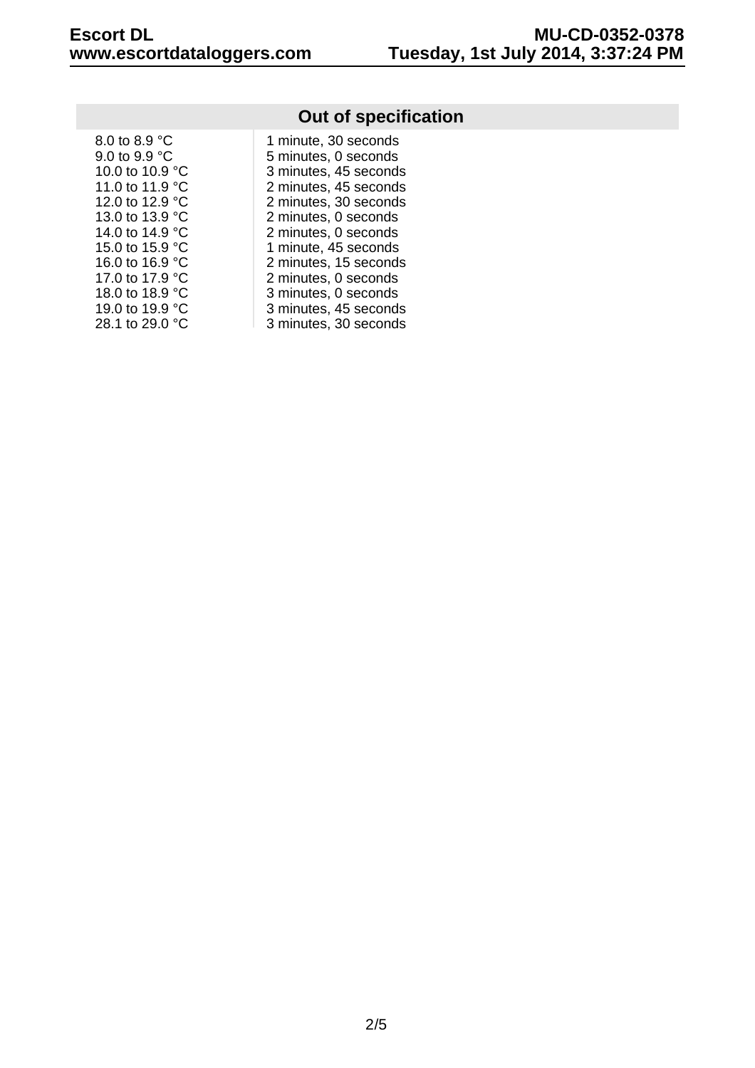## Out of specification

| Temperature | Duration |
|---|---|
| 8.0 to 8.9 °C | 1 minute, 30 seconds |
| 9.0 to 9.9 °C | 5 minutes, 0 seconds |
| 10.0 to 10.9 °C | 3 minutes, 45 seconds |
| 11.0 to 11.9 °C | 2 minutes, 45 seconds |
| 12.0 to 12.9 °C | 2 minutes, 30 seconds |
| 13.0 to 13.9 °C | 2 minutes, 0 seconds |
| 14.0 to 14.9 °C | 2 minutes, 0 seconds |
| 15.0 to 15.9 °C | 1 minute, 45 seconds |
| 16.0 to 16.9 °C | 2 minutes, 15 seconds |
| 17.0 to 17.9 °C | 2 minutes, 0 seconds |
| 18.0 to 18.9 °C | 3 minutes, 0 seconds |
| 19.0 to 19.9 °C | 3 minutes, 45 seconds |
| 28.1 to 29.0 °C | 3 minutes, 30 seconds |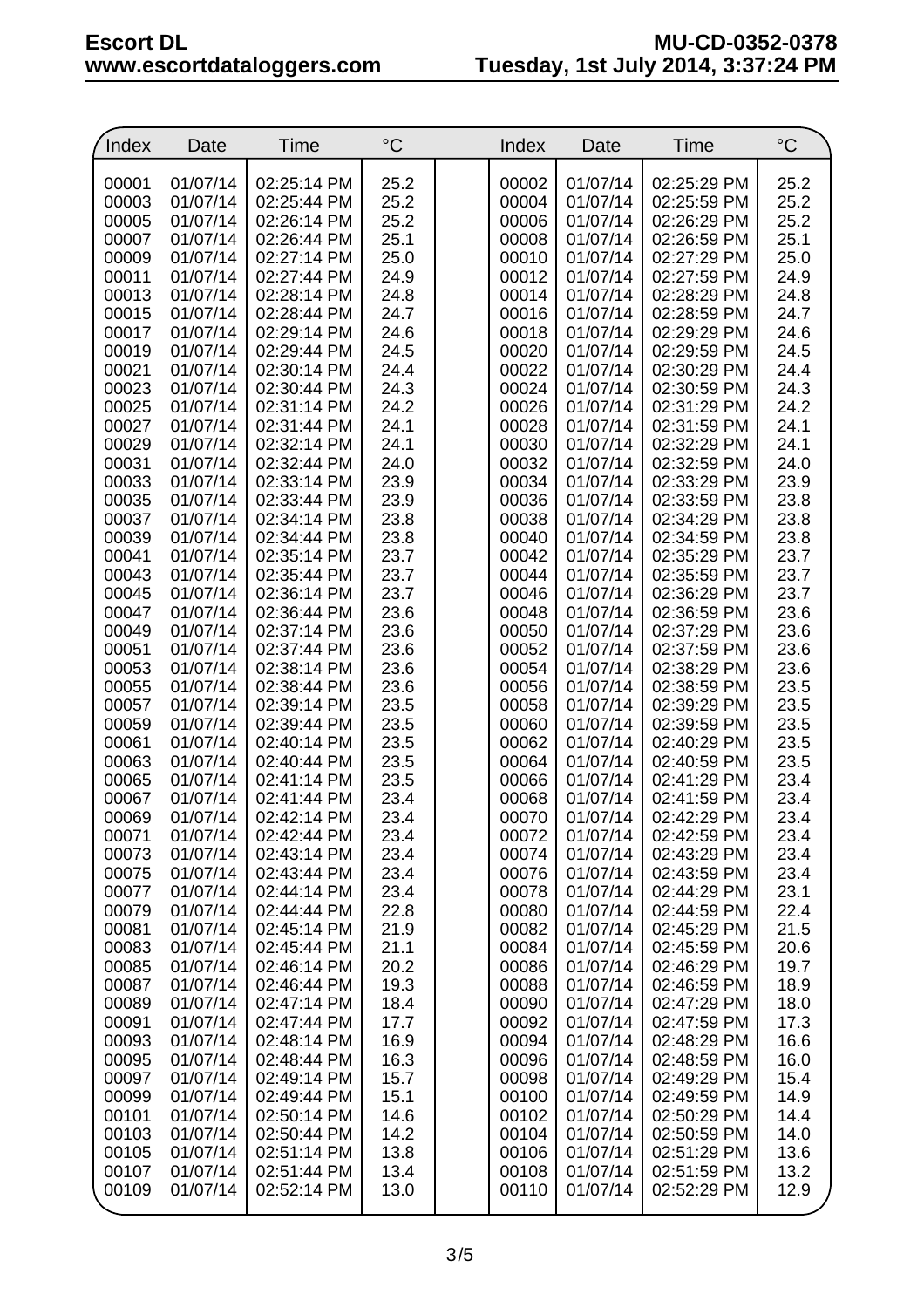| Index | Date | Time | °C | | Index | Date | Time | °C |
|---|---|---|---|---|---|---|---|---|
| 00001 | 01/07/14 | 02:25:14 PM | 25.2 | | 00002 | 01/07/14 | 02:25:29 PM | 25.2 |
| 00003 | 01/07/14 | 02:25:44 PM | 25.2 | | 00004 | 01/07/14 | 02:25:59 PM | 25.2 |
| 00005 | 01/07/14 | 02:26:14 PM | 25.2 | | 00006 | 01/07/14 | 02:26:29 PM | 25.2 |
| 00007 | 01/07/14 | 02:26:44 PM | 25.1 | | 00008 | 01/07/14 | 02:26:59 PM | 25.1 |
| 00009 | 01/07/14 | 02:27:14 PM | 25.0 | | 00010 | 01/07/14 | 02:27:29 PM | 25.0 |
| 00011 | 01/07/14 | 02:27:44 PM | 24.9 | | 00012 | 01/07/14 | 02:27:59 PM | 24.9 |
| 00013 | 01/07/14 | 02:28:14 PM | 24.8 | | 00014 | 01/07/14 | 02:28:29 PM | 24.8 |
| 00015 | 01/07/14 | 02:28:44 PM | 24.7 | | 00016 | 01/07/14 | 02:28:59 PM | 24.7 |
| 00017 | 01/07/14 | 02:29:14 PM | 24.6 | | 00018 | 01/07/14 | 02:29:29 PM | 24.6 |
| 00019 | 01/07/14 | 02:29:44 PM | 24.5 | | 00020 | 01/07/14 | 02:29:59 PM | 24.5 |
| 00021 | 01/07/14 | 02:30:14 PM | 24.4 | | 00022 | 01/07/14 | 02:30:29 PM | 24.4 |
| 00023 | 01/07/14 | 02:30:44 PM | 24.3 | | 00024 | 01/07/14 | 02:30:59 PM | 24.3 |
| 00025 | 01/07/14 | 02:31:14 PM | 24.2 | | 00026 | 01/07/14 | 02:31:29 PM | 24.2 |
| 00027 | 01/07/14 | 02:31:44 PM | 24.1 | | 00028 | 01/07/14 | 02:31:59 PM | 24.1 |
| 00029 | 01/07/14 | 02:32:14 PM | 24.1 | | 00030 | 01/07/14 | 02:32:29 PM | 24.1 |
| 00031 | 01/07/14 | 02:32:44 PM | 24.0 | | 00032 | 01/07/14 | 02:32:59 PM | 24.0 |
| 00033 | 01/07/14 | 02:33:14 PM | 23.9 | | 00034 | 01/07/14 | 02:33:29 PM | 23.9 |
| 00035 | 01/07/14 | 02:33:44 PM | 23.9 | | 00036 | 01/07/14 | 02:33:59 PM | 23.8 |
| 00037 | 01/07/14 | 02:34:14 PM | 23.8 | | 00038 | 01/07/14 | 02:34:29 PM | 23.8 |
| 00039 | 01/07/14 | 02:34:44 PM | 23.8 | | 00040 | 01/07/14 | 02:34:59 PM | 23.8 |
| 00041 | 01/07/14 | 02:35:14 PM | 23.7 | | 00042 | 01/07/14 | 02:35:29 PM | 23.7 |
| 00043 | 01/07/14 | 02:35:44 PM | 23.7 | | 00044 | 01/07/14 | 02:35:59 PM | 23.7 |
| 00045 | 01/07/14 | 02:36:14 PM | 23.7 | | 00046 | 01/07/14 | 02:36:29 PM | 23.7 |
| 00047 | 01/07/14 | 02:36:44 PM | 23.6 | | 00048 | 01/07/14 | 02:36:59 PM | 23.6 |
| 00049 | 01/07/14 | 02:37:14 PM | 23.6 | | 00050 | 01/07/14 | 02:37:29 PM | 23.6 |
| 00051 | 01/07/14 | 02:37:44 PM | 23.6 | | 00052 | 01/07/14 | 02:37:59 PM | 23.6 |
| 00053 | 01/07/14 | 02:38:14 PM | 23.6 | | 00054 | 01/07/14 | 02:38:29 PM | 23.6 |
| 00055 | 01/07/14 | 02:38:44 PM | 23.6 | | 00056 | 01/07/14 | 02:38:59 PM | 23.5 |
| 00057 | 01/07/14 | 02:39:14 PM | 23.5 | | 00058 | 01/07/14 | 02:39:29 PM | 23.5 |
| 00059 | 01/07/14 | 02:39:44 PM | 23.5 | | 00060 | 01/07/14 | 02:39:59 PM | 23.5 |
| 00061 | 01/07/14 | 02:40:14 PM | 23.5 | | 00062 | 01/07/14 | 02:40:29 PM | 23.5 |
| 00063 | 01/07/14 | 02:40:44 PM | 23.5 | | 00064 | 01/07/14 | 02:40:59 PM | 23.5 |
| 00065 | 01/07/14 | 02:41:14 PM | 23.5 | | 00066 | 01/07/14 | 02:41:29 PM | 23.4 |
| 00067 | 01/07/14 | 02:41:44 PM | 23.4 | | 00068 | 01/07/14 | 02:41:59 PM | 23.4 |
| 00069 | 01/07/14 | 02:42:14 PM | 23.4 | | 00070 | 01/07/14 | 02:42:29 PM | 23.4 |
| 00071 | 01/07/14 | 02:42:44 PM | 23.4 | | 00072 | 01/07/14 | 02:42:59 PM | 23.4 |
| 00073 | 01/07/14 | 02:43:14 PM | 23.4 | | 00074 | 01/07/14 | 02:43:29 PM | 23.4 |
| 00075 | 01/07/14 | 02:43:44 PM | 23.4 | | 00076 | 01/07/14 | 02:43:59 PM | 23.4 |
| 00077 | 01/07/14 | 02:44:14 PM | 23.4 | | 00078 | 01/07/14 | 02:44:29 PM | 23.1 |
| 00079 | 01/07/14 | 02:44:44 PM | 22.8 | | 00080 | 01/07/14 | 02:44:59 PM | 22.4 |
| 00081 | 01/07/14 | 02:45:14 PM | 21.9 | | 00082 | 01/07/14 | 02:45:29 PM | 21.5 |
| 00083 | 01/07/14 | 02:45:44 PM | 21.1 | | 00084 | 01/07/14 | 02:45:59 PM | 20.6 |
| 00085 | 01/07/14 | 02:46:14 PM | 20.2 | | 00086 | 01/07/14 | 02:46:29 PM | 19.7 |
| 00087 | 01/07/14 | 02:46:44 PM | 19.3 | | 00088 | 01/07/14 | 02:46:59 PM | 18.9 |
| 00089 | 01/07/14 | 02:47:14 PM | 18.4 | | 00090 | 01/07/14 | 02:47:29 PM | 18.0 |
| 00091 | 01/07/14 | 02:47:44 PM | 17.7 | | 00092 | 01/07/14 | 02:47:59 PM | 17.3 |
| 00093 | 01/07/14 | 02:48:14 PM | 16.9 | | 00094 | 01/07/14 | 02:48:29 PM | 16.6 |
| 00095 | 01/07/14 | 02:48:44 PM | 16.3 | | 00096 | 01/07/14 | 02:48:59 PM | 16.0 |
| 00097 | 01/07/14 | 02:49:14 PM | 15.7 | | 00098 | 01/07/14 | 02:49:29 PM | 15.4 |
| 00099 | 01/07/14 | 02:49:44 PM | 15.1 | | 00100 | 01/07/14 | 02:49:59 PM | 14.9 |
| 00101 | 01/07/14 | 02:50:14 PM | 14.6 | | 00102 | 01/07/14 | 02:50:29 PM | 14.4 |
| 00103 | 01/07/14 | 02:50:44 PM | 14.2 | | 00104 | 01/07/14 | 02:50:59 PM | 14.0 |
| 00105 | 01/07/14 | 02:51:14 PM | 13.8 | | 00106 | 01/07/14 | 02:51:29 PM | 13.6 |
| 00107 | 01/07/14 | 02:51:44 PM | 13.4 | | 00108 | 01/07/14 | 02:51:59 PM | 13.2 |
| 00109 | 01/07/14 | 02:52:14 PM | 13.0 | | 00110 | 01/07/14 | 02:52:29 PM | 12.9 |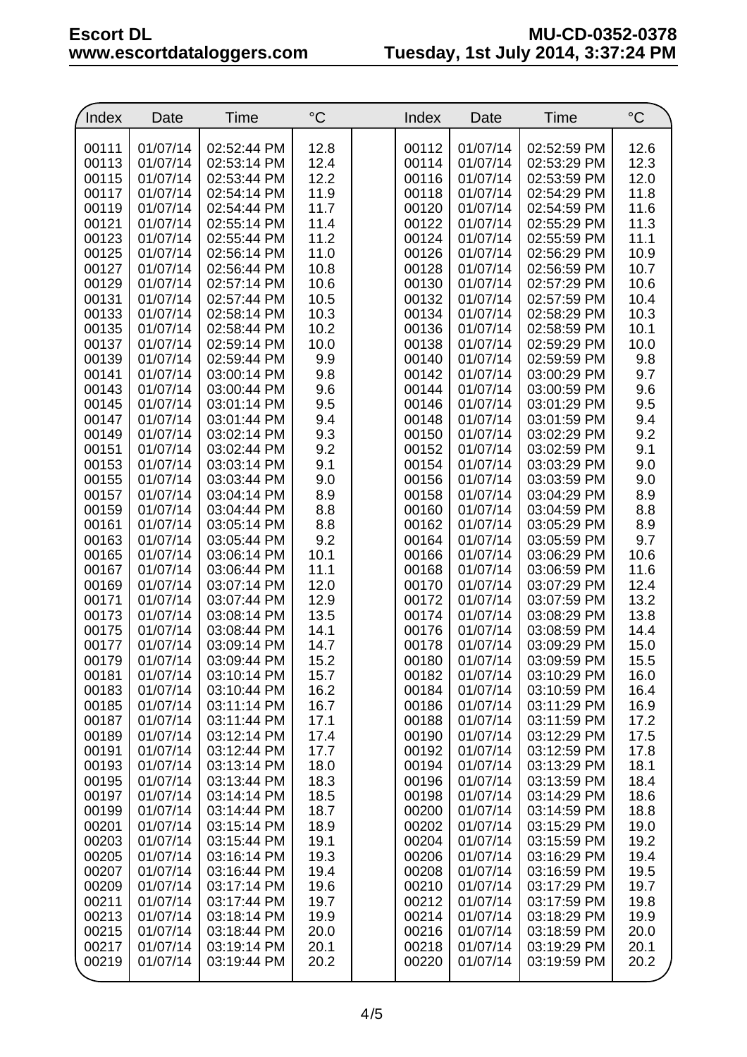| Index | Date | Time | °C | Index | Date | Time | °C |
|---|---|---|---|---|---|---|---|
| 00111 | 01/07/14 | 02:52:44 PM | 12.8 | 00112 | 01/07/14 | 02:52:59 PM | 12.6 |
| 00113 | 01/07/14 | 02:53:14 PM | 12.4 | 00114 | 01/07/14 | 02:53:29 PM | 12.3 |
| 00115 | 01/07/14 | 02:53:44 PM | 12.2 | 00116 | 01/07/14 | 02:53:59 PM | 12.0 |
| 00117 | 01/07/14 | 02:54:14 PM | 11.9 | 00118 | 01/07/14 | 02:54:29 PM | 11.8 |
| 00119 | 01/07/14 | 02:54:44 PM | 11.7 | 00120 | 01/07/14 | 02:54:59 PM | 11.6 |
| 00121 | 01/07/14 | 02:55:14 PM | 11.4 | 00122 | 01/07/14 | 02:55:29 PM | 11.3 |
| 00123 | 01/07/14 | 02:55:44 PM | 11.2 | 00124 | 01/07/14 | 02:55:59 PM | 11.1 |
| 00125 | 01/07/14 | 02:56:14 PM | 11.0 | 00126 | 01/07/14 | 02:56:29 PM | 10.9 |
| 00127 | 01/07/14 | 02:56:44 PM | 10.8 | 00128 | 01/07/14 | 02:56:59 PM | 10.7 |
| 00129 | 01/07/14 | 02:57:14 PM | 10.6 | 00130 | 01/07/14 | 02:57:29 PM | 10.6 |
| 00131 | 01/07/14 | 02:57:44 PM | 10.5 | 00132 | 01/07/14 | 02:57:59 PM | 10.4 |
| 00133 | 01/07/14 | 02:58:14 PM | 10.3 | 00134 | 01/07/14 | 02:58:29 PM | 10.3 |
| 00135 | 01/07/14 | 02:58:44 PM | 10.2 | 00136 | 01/07/14 | 02:58:59 PM | 10.1 |
| 00137 | 01/07/14 | 02:59:14 PM | 10.0 | 00138 | 01/07/14 | 02:59:29 PM | 10.0 |
| 00139 | 01/07/14 | 02:59:44 PM | 9.9 | 00140 | 01/07/14 | 02:59:59 PM | 9.8 |
| 00141 | 01/07/14 | 03:00:14 PM | 9.8 | 00142 | 01/07/14 | 03:00:29 PM | 9.7 |
| 00143 | 01/07/14 | 03:00:44 PM | 9.6 | 00144 | 01/07/14 | 03:00:59 PM | 9.6 |
| 00145 | 01/07/14 | 03:01:14 PM | 9.5 | 00146 | 01/07/14 | 03:01:29 PM | 9.5 |
| 00147 | 01/07/14 | 03:01:44 PM | 9.4 | 00148 | 01/07/14 | 03:01:59 PM | 9.4 |
| 00149 | 01/07/14 | 03:02:14 PM | 9.3 | 00150 | 01/07/14 | 03:02:29 PM | 9.2 |
| 00151 | 01/07/14 | 03:02:44 PM | 9.2 | 00152 | 01/07/14 | 03:02:59 PM | 9.1 |
| 00153 | 01/07/14 | 03:03:14 PM | 9.1 | 00154 | 01/07/14 | 03:03:29 PM | 9.0 |
| 00155 | 01/07/14 | 03:03:44 PM | 9.0 | 00156 | 01/07/14 | 03:03:59 PM | 9.0 |
| 00157 | 01/07/14 | 03:04:14 PM | 8.9 | 00158 | 01/07/14 | 03:04:29 PM | 8.9 |
| 00159 | 01/07/14 | 03:04:44 PM | 8.8 | 00160 | 01/07/14 | 03:04:59 PM | 8.8 |
| 00161 | 01/07/14 | 03:05:14 PM | 8.8 | 00162 | 01/07/14 | 03:05:29 PM | 8.9 |
| 00163 | 01/07/14 | 03:05:44 PM | 9.2 | 00164 | 01/07/14 | 03:05:59 PM | 9.7 |
| 00165 | 01/07/14 | 03:06:14 PM | 10.1 | 00166 | 01/07/14 | 03:06:29 PM | 10.6 |
| 00167 | 01/07/14 | 03:06:44 PM | 11.1 | 00168 | 01/07/14 | 03:06:59 PM | 11.6 |
| 00169 | 01/07/14 | 03:07:14 PM | 12.0 | 00170 | 01/07/14 | 03:07:29 PM | 12.4 |
| 00171 | 01/07/14 | 03:07:44 PM | 12.9 | 00172 | 01/07/14 | 03:07:59 PM | 13.2 |
| 00173 | 01/07/14 | 03:08:14 PM | 13.5 | 00174 | 01/07/14 | 03:08:29 PM | 13.8 |
| 00175 | 01/07/14 | 03:08:44 PM | 14.1 | 00176 | 01/07/14 | 03:08:59 PM | 14.4 |
| 00177 | 01/07/14 | 03:09:14 PM | 14.7 | 00178 | 01/07/14 | 03:09:29 PM | 15.0 |
| 00179 | 01/07/14 | 03:09:44 PM | 15.2 | 00180 | 01/07/14 | 03:09:59 PM | 15.5 |
| 00181 | 01/07/14 | 03:10:14 PM | 15.7 | 00182 | 01/07/14 | 03:10:29 PM | 16.0 |
| 00183 | 01/07/14 | 03:10:44 PM | 16.2 | 00184 | 01/07/14 | 03:10:59 PM | 16.4 |
| 00185 | 01/07/14 | 03:11:14 PM | 16.7 | 00186 | 01/07/14 | 03:11:29 PM | 16.9 |
| 00187 | 01/07/14 | 03:11:44 PM | 17.1 | 00188 | 01/07/14 | 03:11:59 PM | 17.2 |
| 00189 | 01/07/14 | 03:12:14 PM | 17.4 | 00190 | 01/07/14 | 03:12:29 PM | 17.5 |
| 00191 | 01/07/14 | 03:12:44 PM | 17.7 | 00192 | 01/07/14 | 03:12:59 PM | 17.8 |
| 00193 | 01/07/14 | 03:13:14 PM | 18.0 | 00194 | 01/07/14 | 03:13:29 PM | 18.1 |
| 00195 | 01/07/14 | 03:13:44 PM | 18.3 | 00196 | 01/07/14 | 03:13:59 PM | 18.4 |
| 00197 | 01/07/14 | 03:14:14 PM | 18.5 | 00198 | 01/07/14 | 03:14:29 PM | 18.6 |
| 00199 | 01/07/14 | 03:14:44 PM | 18.7 | 00200 | 01/07/14 | 03:14:59 PM | 18.8 |
| 00201 | 01/07/14 | 03:15:14 PM | 18.9 | 00202 | 01/07/14 | 03:15:29 PM | 19.0 |
| 00203 | 01/07/14 | 03:15:44 PM | 19.1 | 00204 | 01/07/14 | 03:15:59 PM | 19.2 |
| 00205 | 01/07/14 | 03:16:14 PM | 19.3 | 00206 | 01/07/14 | 03:16:29 PM | 19.4 |
| 00207 | 01/07/14 | 03:16:44 PM | 19.4 | 00208 | 01/07/14 | 03:16:59 PM | 19.5 |
| 00209 | 01/07/14 | 03:17:14 PM | 19.6 | 00210 | 01/07/14 | 03:17:29 PM | 19.7 |
| 00211 | 01/07/14 | 03:17:44 PM | 19.7 | 00212 | 01/07/14 | 03:17:59 PM | 19.8 |
| 00213 | 01/07/14 | 03:18:14 PM | 19.9 | 00214 | 01/07/14 | 03:18:29 PM | 19.9 |
| 00215 | 01/07/14 | 03:18:44 PM | 20.0 | 00216 | 01/07/14 | 03:18:59 PM | 20.0 |
| 00217 | 01/07/14 | 03:19:14 PM | 20.1 | 00218 | 01/07/14 | 03:19:29 PM | 20.1 |
| 00219 | 01/07/14 | 03:19:44 PM | 20.2 | 00220 | 01/07/14 | 03:19:59 PM | 20.2 |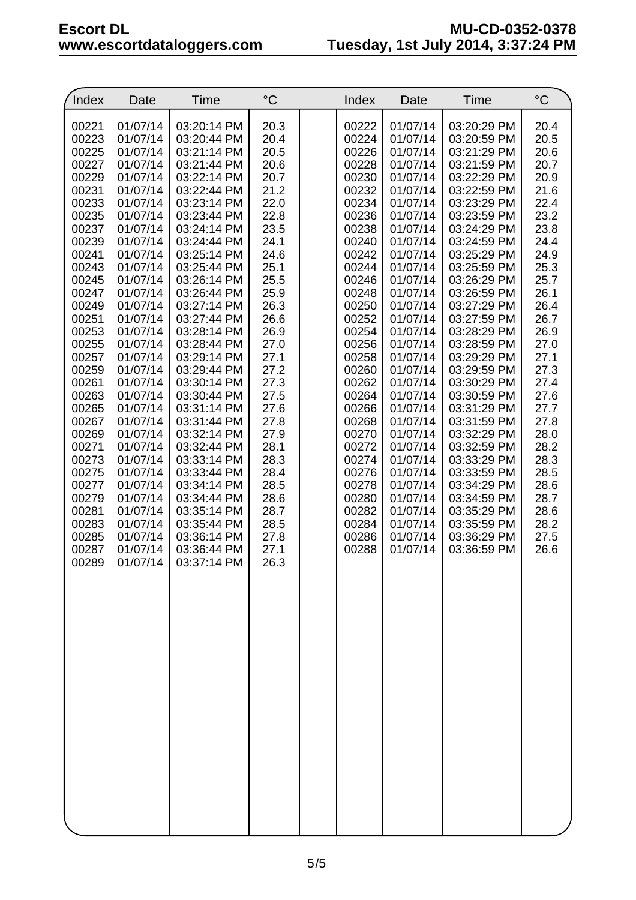| Index | Date | Time | °C | | Index | Date | Time | °C |
|---|---|---|---|---|---|---|---|---|
| 00221 | 01/07/14 | 03:20:14 PM | 20.3 | | 00222 | 01/07/14 | 03:20:29 PM | 20.4 |
| 00223 | 01/07/14 | 03:20:44 PM | 20.4 | | 00224 | 01/07/14 | 03:20:59 PM | 20.5 |
| 00225 | 01/07/14 | 03:21:14 PM | 20.5 | | 00226 | 01/07/14 | 03:21:29 PM | 20.6 |
| 00227 | 01/07/14 | 03:21:44 PM | 20.6 | | 00228 | 01/07/14 | 03:21:59 PM | 20.7 |
| 00229 | 01/07/14 | 03:22:14 PM | 20.7 | | 00230 | 01/07/14 | 03:22:29 PM | 20.9 |
| 00231 | 01/07/14 | 03:22:44 PM | 21.2 | | 00232 | 01/07/14 | 03:22:59 PM | 21.6 |
| 00233 | 01/07/14 | 03:23:14 PM | 22.0 | | 00234 | 01/07/14 | 03:23:29 PM | 22.4 |
| 00235 | 01/07/14 | 03:23:44 PM | 22.8 | | 00236 | 01/07/14 | 03:23:59 PM | 23.2 |
| 00237 | 01/07/14 | 03:24:14 PM | 23.5 | | 00238 | 01/07/14 | 03:24:29 PM | 23.8 |
| 00239 | 01/07/14 | 03:24:44 PM | 24.1 | | 00240 | 01/07/14 | 03:24:59 PM | 24.4 |
| 00241 | 01/07/14 | 03:25:14 PM | 24.6 | | 00242 | 01/07/14 | 03:25:29 PM | 24.9 |
| 00243 | 01/07/14 | 03:25:44 PM | 25.1 | | 00244 | 01/07/14 | 03:25:59 PM | 25.3 |
| 00245 | 01/07/14 | 03:26:14 PM | 25.5 | | 00246 | 01/07/14 | 03:26:29 PM | 25.7 |
| 00247 | 01/07/14 | 03:26:44 PM | 25.9 | | 00248 | 01/07/14 | 03:26:59 PM | 26.1 |
| 00249 | 01/07/14 | 03:27:14 PM | 26.3 | | 00250 | 01/07/14 | 03:27:29 PM | 26.4 |
| 00251 | 01/07/14 | 03:27:44 PM | 26.6 | | 00252 | 01/07/14 | 03:27:59 PM | 26.7 |
| 00253 | 01/07/14 | 03:28:14 PM | 26.9 | | 00254 | 01/07/14 | 03:28:29 PM | 26.9 |
| 00255 | 01/07/14 | 03:28:44 PM | 27.0 | | 00256 | 01/07/14 | 03:28:59 PM | 27.0 |
| 00257 | 01/07/14 | 03:29:14 PM | 27.1 | | 00258 | 01/07/14 | 03:29:29 PM | 27.1 |
| 00259 | 01/07/14 | 03:29:44 PM | 27.2 | | 00260 | 01/07/14 | 03:29:59 PM | 27.3 |
| 00261 | 01/07/14 | 03:30:14 PM | 27.3 | | 00262 | 01/07/14 | 03:30:29 PM | 27.4 |
| 00263 | 01/07/14 | 03:30:44 PM | 27.5 | | 00264 | 01/07/14 | 03:30:59 PM | 27.6 |
| 00265 | 01/07/14 | 03:31:14 PM | 27.6 | | 00266 | 01/07/14 | 03:31:29 PM | 27.7 |
| 00267 | 01/07/14 | 03:31:44 PM | 27.8 | | 00268 | 01/07/14 | 03:31:59 PM | 27.8 |
| 00269 | 01/07/14 | 03:32:14 PM | 27.9 | | 00270 | 01/07/14 | 03:32:29 PM | 28.0 |
| 00271 | 01/07/14 | 03:32:44 PM | 28.1 | | 00272 | 01/07/14 | 03:32:59 PM | 28.2 |
| 00273 | 01/07/14 | 03:33:14 PM | 28.3 | | 00274 | 01/07/14 | 03:33:29 PM | 28.3 |
| 00275 | 01/07/14 | 03:33:44 PM | 28.4 | | 00276 | 01/07/14 | 03:33:59 PM | 28.5 |
| 00277 | 01/07/14 | 03:34:14 PM | 28.5 | | 00278 | 01/07/14 | 03:34:29 PM | 28.6 |
| 00279 | 01/07/14 | 03:34:44 PM | 28.6 | | 00280 | 01/07/14 | 03:34:59 PM | 28.7 |
| 00281 | 01/07/14 | 03:35:14 PM | 28.7 | | 00282 | 01/07/14 | 03:35:29 PM | 28.6 |
| 00283 | 01/07/14 | 03:35:44 PM | 28.5 | | 00284 | 01/07/14 | 03:35:59 PM | 28.2 |
| 00285 | 01/07/14 | 03:36:14 PM | 27.8 | | 00286 | 01/07/14 | 03:36:29 PM | 27.5 |
| 00287 | 01/07/14 | 03:36:44 PM | 27.1 | | 00288 | 01/07/14 | 03:36:59 PM | 26.6 |
| 00289 | 01/07/14 | 03:37:14 PM | 26.3 | | | | | |